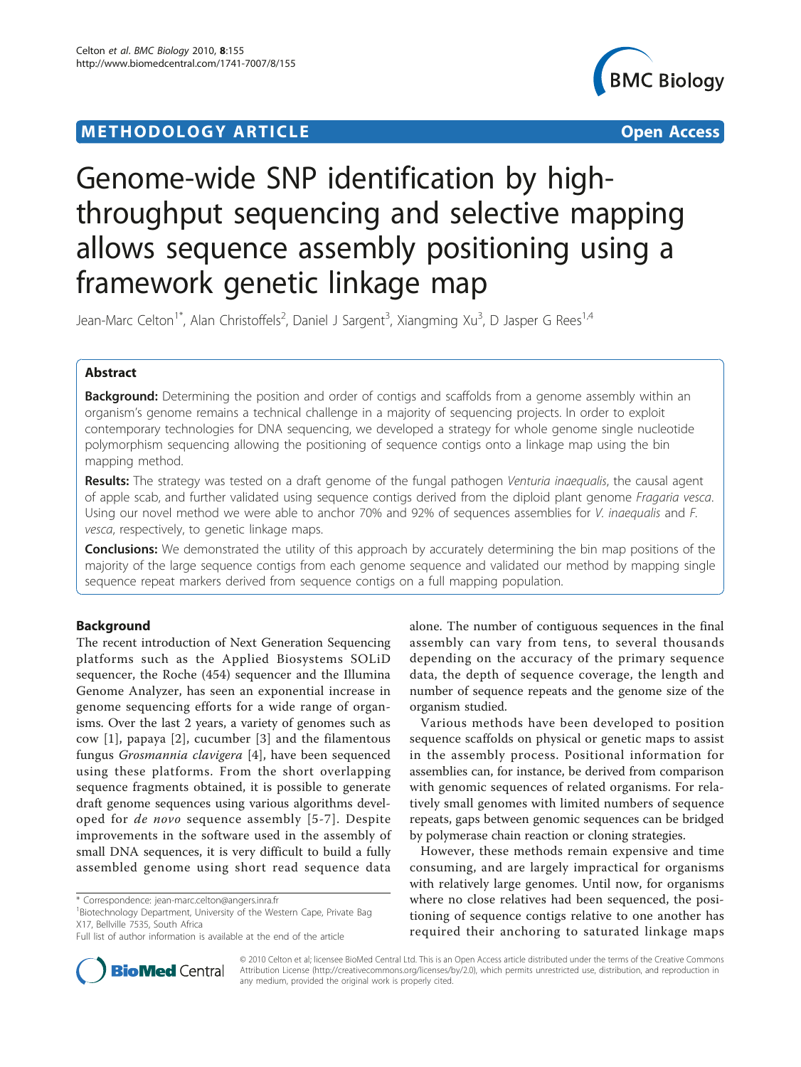METHODOLOGY ARTICLE | Open Access

# Genome-wide SNP identification by high-throughput sequencing and selective mapping allows sequence assembly positioning using a framework genetic linkage map

Jean-Marc Celton[1*], Alan Christoffels[2], Daniel J Sargent[3], Xiangming Xu[3], D Jasper G Rees[1,4]

## Abstract

**Background:** Determining the position and order of contigs and scaffolds from a genome assembly within an organism's genome remains a technical challenge in a majority of sequencing projects. In order to exploit contemporary technologies for DNA sequencing, we developed a strategy for whole genome single nucleotide polymorphism sequencing allowing the positioning of sequence contigs onto a linkage map using the bin mapping method.

**Results:** The strategy was tested on a draft genome of the fungal pathogen *Venturia inaequalis*, the causal agent of apple scab, and further validated using sequence contigs derived from the diploid plant genome *Fragaria vesca*. Using our novel method we were able to anchor 70% and 92% of sequences assemblies for *V. inaequalis* and *F. vesca*, respectively, to genetic linkage maps.

**Conclusions:** We demonstrated the utility of this approach by accurately determining the bin map positions of the majority of the large sequence contigs from each genome sequence and validated our method by mapping single sequence repeat markers derived from sequence contigs on a full mapping population.

## Background

The recent introduction of Next Generation Sequencing platforms such as the Applied Biosystems SOLiD sequencer, the Roche (454) sequencer and the Illumina Genome Analyzer, has seen an exponential increase in genome sequencing efforts for a wide range of organisms. Over the last 2 years, a variety of genomes such as cow [1], papaya [2], cucumber [3] and the filamentous fungus *Grosmannia clavigera* [4], have been sequenced using these platforms. From the short overlapping sequence fragments obtained, it is possible to generate draft genome sequences using various algorithms developed for *de novo* sequence assembly [5-7]. Despite improvements in the software used in the assembly of small DNA sequences, it is very difficult to build a fully assembled genome using short read sequence data alone. The number of contiguous sequences in the final assembly can vary from tens, to several thousands depending on the accuracy of the primary sequence data, the depth of sequence coverage, the length and number of sequence repeats and the genome size of the organism studied.

Various methods have been developed to position sequence scaffolds on physical or genetic maps to assist in the assembly process. Positional information for assemblies can, for instance, be derived from comparison with genomic sequences of related organisms. For relatively small genomes with limited numbers of sequence repeats, gaps between genomic sequences can be bridged by polymerase chain reaction or cloning strategies.

However, these methods remain expensive and time consuming, and are largely impractical for organisms with relatively large genomes. Until now, for organisms where no close relatives had been sequenced, the positioning of sequence contigs relative to one another has required their anchoring to saturated linkage maps

\* Correspondence: jean-marc.celton@angers.inra.fr
[1]Biotechnology Department, University of the Western Cape, Private Bag X17, Bellville 7535, South Africa
Full list of author information is available at the end of the article

© 2010 Celton et al; licensee BioMed Central Ltd. This is an Open Access article distributed under the terms of the Creative Commons Attribution License (http://creativecommons.org/licenses/by/2.0), which permits unrestricted use, distribution, and reproduction in any medium, provided the original work is properly cited.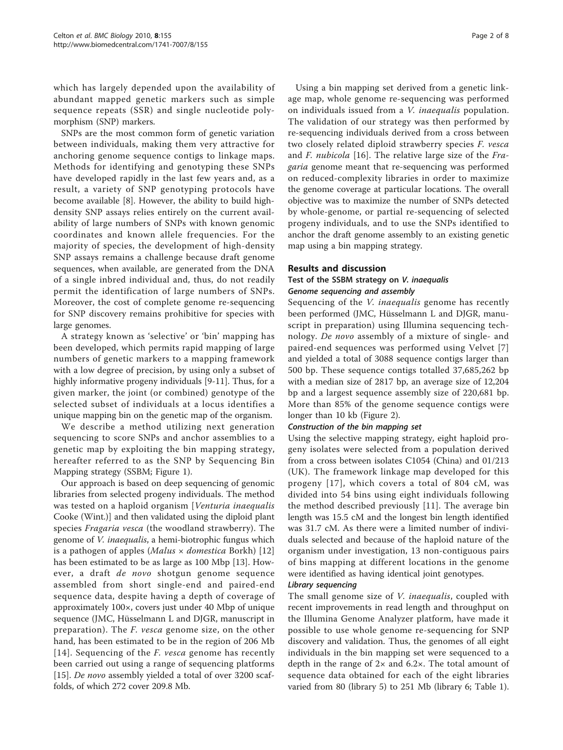which has largely depended upon the availability of abundant mapped genetic markers such as simple sequence repeats (SSR) and single nucleotide polymorphism (SNP) markers.

SNPs are the most common form of genetic variation between individuals, making them very attractive for anchoring genome sequence contigs to linkage maps. Methods for identifying and genotyping these SNPs have developed rapidly in the last few years and, as a result, a variety of SNP genotyping protocols have become available [8]. However, the ability to build high-density SNP assays relies entirely on the current availability of large numbers of SNPs with known genomic coordinates and known allele frequencies. For the majority of species, the development of high-density SNP assays remains a challenge because draft genome sequences, when available, are generated from the DNA of a single inbred individual and, thus, do not readily permit the identification of large numbers of SNPs. Moreover, the cost of complete genome re-sequencing for SNP discovery remains prohibitive for species with large genomes.

A strategy known as 'selective' or 'bin' mapping has been developed, which permits rapid mapping of large numbers of genetic markers to a mapping framework with a low degree of precision, by using only a subset of highly informative progeny individuals [9-11]. Thus, for a given marker, the joint (or combined) genotype of the selected subset of individuals at a locus identifies a unique mapping bin on the genetic map of the organism.

We describe a method utilizing next generation sequencing to score SNPs and anchor assemblies to a genetic map by exploiting the bin mapping strategy, hereafter referred to as the SNP by Sequencing Bin Mapping strategy (SSBM; Figure 1).

Our approach is based on deep sequencing of genomic libraries from selected progeny individuals. The method was tested on a haploid organism [*Venturia inaequalis* Cooke (Wint.)] and then validated using the diploid plant species *Fragaria vesca* (the woodland strawberry). The genome of *V. inaequalis*, a hemi-biotrophic fungus which is a pathogen of apples (*Malus* × *domestica* Borkh) [12] has been estimated to be as large as 100 Mbp [13]. However, a draft *de novo* shotgun genome sequence assembled from short single-end and paired-end sequence data, despite having a depth of coverage of approximately 100×, covers just under 40 Mbp of unique sequence (JMC, Hüsselmann L and DJGR, manuscript in preparation). The *F. vesca* genome size, on the other hand, has been estimated to be in the region of 206 Mb [14]. Sequencing of the *F. vesca* genome has recently been carried out using a range of sequencing platforms [15]. *De novo* assembly yielded a total of over 3200 scaffolds, of which 272 cover 209.8 Mb.

Using a bin mapping set derived from a genetic linkage map, whole genome re-sequencing was performed on individuals issued from a *V. inaequalis* population. The validation of our strategy was then performed by re-sequencing individuals derived from a cross between two closely related diploid strawberry species *F. vesca* and *F. nubicola* [16]. The relative large size of the *Fragaria* genome meant that re-sequencing was performed on reduced-complexity libraries in order to maximize the genome coverage at particular locations. The overall objective was to maximize the number of SNPs detected by whole-genome, or partial re-sequencing of selected progeny individuals, and to use the SNPs identified to anchor the draft genome assembly to an existing genetic map using a bin mapping strategy.

## Results and discussion

### Test of the SSBM strategy on *V. inaequalis*

#### *Genome sequencing and assembly*

Sequencing of the *V. inaequalis* genome has recently been performed (JMC, Hüsselmann L and DJGR, manuscript in preparation) using Illumina sequencing technology. *De novo* assembly of a mixture of single- and paired-end sequences was performed using Velvet [7] and yielded a total of 3088 sequence contigs larger than 500 bp. These sequence contigs totalled 37,685,262 bp with a median size of 2817 bp, an average size of 12,204 bp and a largest sequence assembly size of 220,681 bp. More than 85% of the genome sequence contigs were longer than 10 kb (Figure 2).

#### *Construction of the bin mapping set*

Using the selective mapping strategy, eight haploid progeny isolates were selected from a population derived from a cross between isolates C1054 (China) and 01/213 (UK). The framework linkage map developed for this progeny [17], which covers a total of 804 cM, was divided into 54 bins using eight individuals following the method described previously [11]. The average bin length was 15.5 cM and the longest bin length identified was 31.7 cM. As there were a limited number of individuals selected and because of the haploid nature of the organism under investigation, 13 non-contiguous pairs of bins mapping at different locations in the genome were identified as having identical joint genotypes.

#### *Library sequencing*

The small genome size of *V. inaequalis*, coupled with recent improvements in read length and throughput on the Illumina Genome Analyzer platform, have made it possible to use whole genome re-sequencing for SNP discovery and validation. Thus, the genomes of all eight individuals in the bin mapping set were sequenced to a depth in the range of 2× and 6.2×. The total amount of sequence data obtained for each of the eight libraries varied from 80 (library 5) to 251 Mb (library 6; Table 1).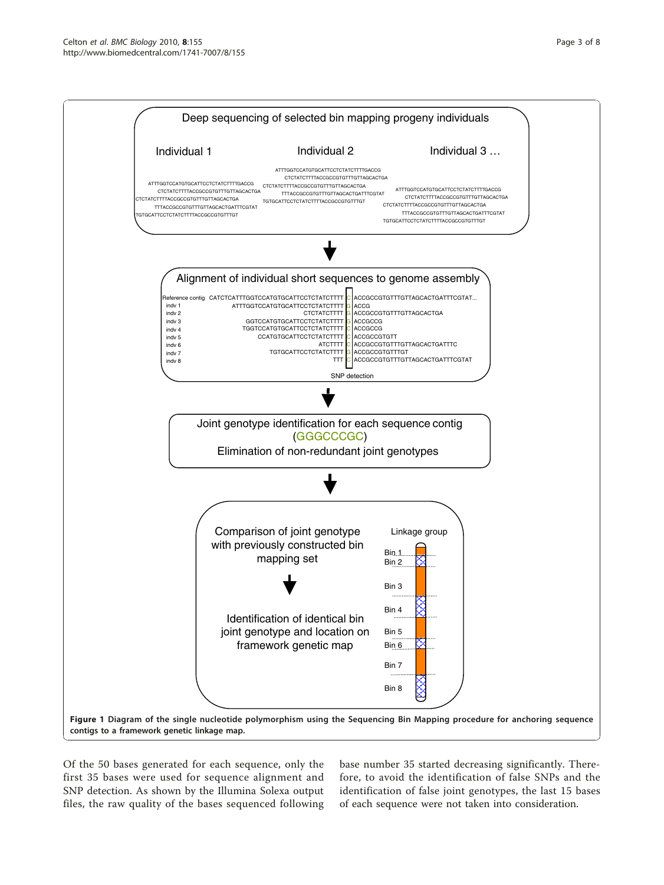**Figure 1 Diagram of the single nucleotide polymorphism using the Sequencing Bin Mapping procedure for anchoring sequence contigs to a framework genetic linkage map.**

Of the 50 bases generated for each sequence, only the first 35 bases were used for sequence alignment and SNP detection. As shown by the Illumina Solexa output files, the raw quality of the bases sequenced following base number 35 started decreasing significantly. Therefore, to avoid the identification of false SNPs and the identification of false joint genotypes, the last 15 bases of each sequence were not taken into consideration.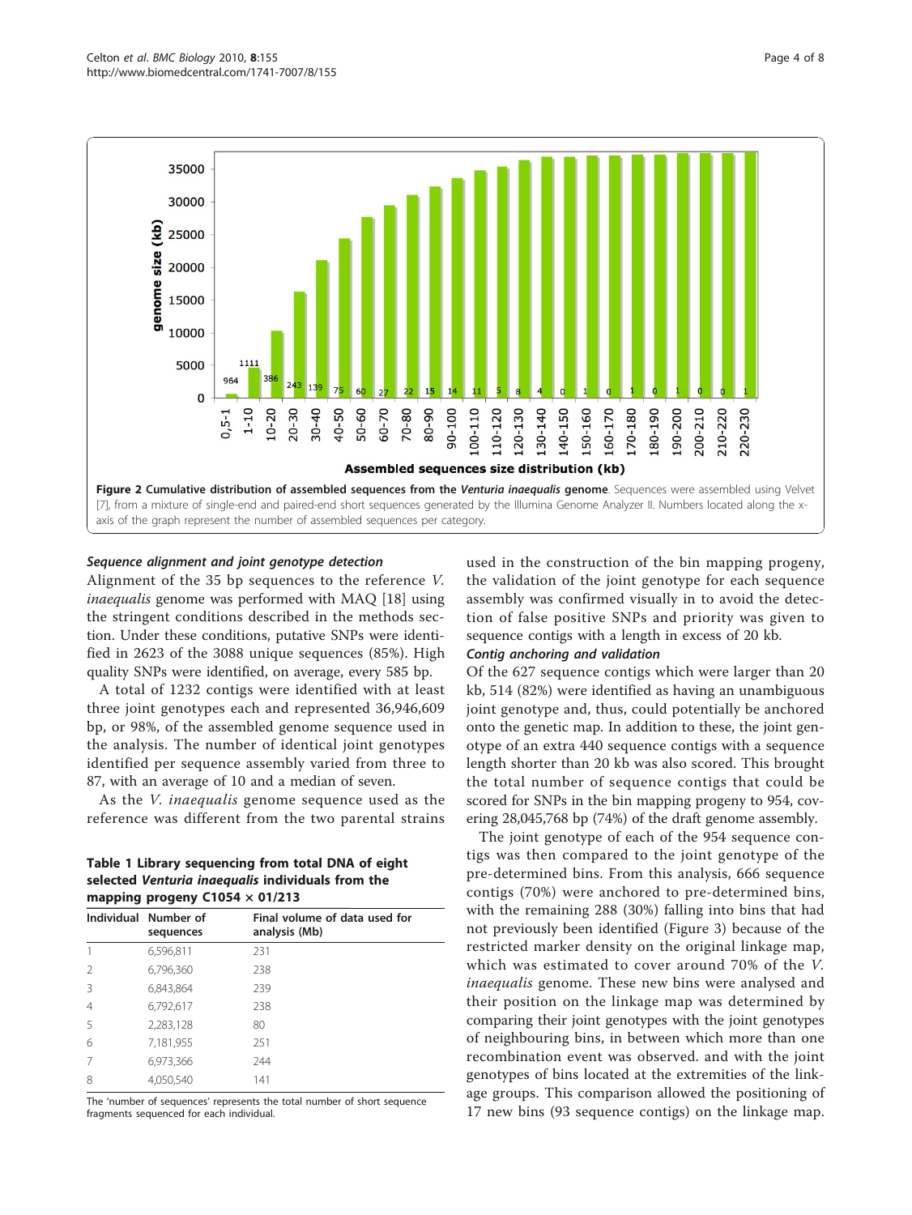Figure 2 Cumulative distribution of assembled sequences from the *Venturia inaequalis* genome. Sequences were assembled using Velvet [7], from a mixture of single-end and paired-end short sequences generated by the Illumina Genome Analyzer II. Numbers located along the x-axis of the graph represent the number of assembled sequences per category.

#### *Sequence alignment and joint genotype detection*

Alignment of the 35 bp sequences to the reference *V. inaequalis* genome was performed with MAQ [18] using the stringent conditions described in the methods section. Under these conditions, putative SNPs were identified in 2623 of the 3088 unique sequences (85%). High quality SNPs were identified, on average, every 585 bp.

A total of 1232 contigs were identified with at least three joint genotypes each and represented 36,946,609 bp, or 98%, of the assembled genome sequence used in the analysis. The number of identical joint genotypes identified per sequence assembly varied from three to 87, with an average of 10 and a median of seven.

As the *V. inaequalis* genome sequence used as the reference was different from the two parental strains used in the construction of the bin mapping progeny, the validation of the joint genotype for each sequence assembly was confirmed visually in to avoid the detection of false positive SNPs and priority was given to sequence contigs with a length in excess of 20 kb.

**Table 1 Library sequencing from total DNA of eight selected *Venturia inaequalis* individuals from the mapping progeny C1054 × 01/213**

| Individual | Number of sequences | Final volume of data used for analysis (Mb) |
|---|---|---|
| 1 | 6,596,811 | 231 |
| 2 | 6,796,360 | 238 |
| 3 | 6,843,864 | 239 |
| 4 | 6,792,617 | 238 |
| 5 | 2,283,128 | 80 |
| 6 | 7,181,955 | 251 |
| 7 | 6,973,366 | 244 |
| 8 | 4,050,540 | 141 |

The 'number of sequences' represents the total number of short sequence fragments sequenced for each individual.

#### *Contig anchoring and validation*

Of the 627 sequence contigs which were larger than 20 kb, 514 (82%) were identified as having an unambiguous joint genotype and, thus, could potentially be anchored onto the genetic map. In addition to these, the joint genotype of an extra 440 sequence contigs with a sequence length shorter than 20 kb was also scored. This brought the total number of sequence contigs that could be scored for SNPs in the bin mapping progeny to 954, covering 28,045,768 bp (74%) of the draft genome assembly.

The joint genotype of each of the 954 sequence contigs was then compared to the joint genotype of the pre-determined bins. From this analysis, 666 sequence contigs (70%) were anchored to pre-determined bins, with the remaining 288 (30%) falling into bins that had not previously been identified (Figure 3) because of the restricted marker density on the original linkage map, which was estimated to cover around 70% of the *V. inaequalis* genome. These new bins were analysed and their position on the linkage map was determined by comparing their joint genotypes with the joint genotypes of neighbouring bins, in between which more than one recombination event was observed. and with the joint genotypes of bins located at the extremities of the linkage groups. This comparison allowed the positioning of 17 new bins (93 sequence contigs) on the linkage map.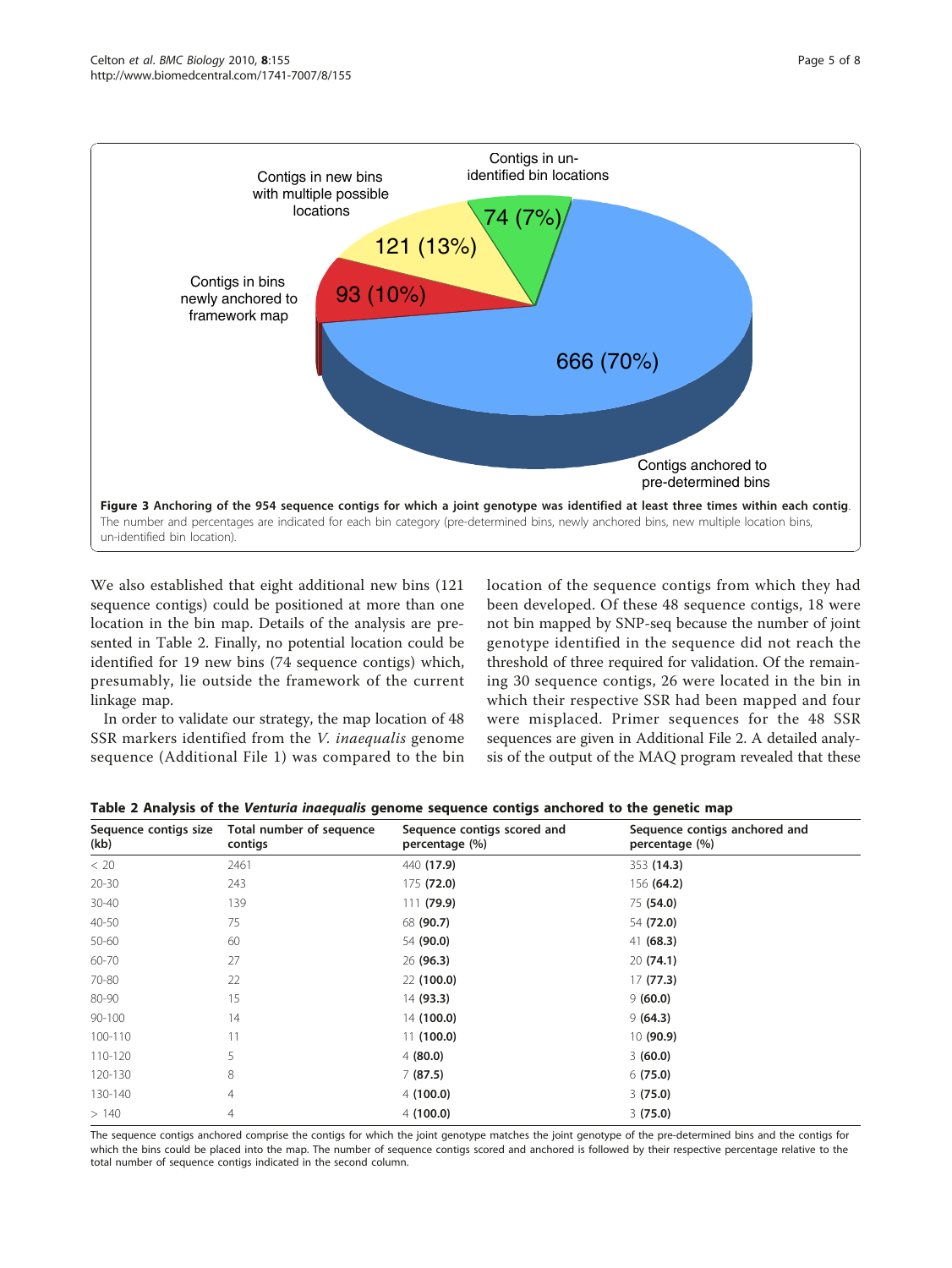Figure 3 **Anchoring of the 954 sequence contigs for which a joint genotype was identified at least three times within each contig**. The number and percentages are indicated for each bin category (pre-determined bins, newly anchored bins, new multiple location bins, un-identified bin location).

We also established that eight additional new bins (121 sequence contigs) could be positioned at more than one location in the bin map. Details of the analysis are presented in Table 2. Finally, no potential location could be identified for 19 new bins (74 sequence contigs) which, presumably, lie outside the framework of the current linkage map.

In order to validate our strategy, the map location of 48 SSR markers identified from the *V. inaequalis* genome sequence (Additional File 1) was compared to the bin location of the sequence contigs from which they had been developed. Of these 48 sequence contigs, 18 were not bin mapped by SNP-seq because the number of joint genotype identified in the sequence did not reach the threshold of three required for validation. Of the remaining 30 sequence contigs, 26 were located in the bin in which their respective SSR had been mapped and four were misplaced. Primer sequences for the 48 SSR sequences are given in Additional File 2. A detailed analysis of the output of the MAQ program revealed that these

**Table 2 Analysis of the *Venturia inaequalis* genome sequence contigs anchored to the genetic map**

| Sequence contigs size (kb) | Total number of sequence contigs | Sequence contigs scored and percentage (%) | Sequence contigs anchored and percentage (%) |
|---|---|---|---|
| < 20 | 2461 | 440 **(17.9)** | 353 **(14.3)** |
| 20-30 | 243 | 175 **(72.0)** | 156 **(64.2)** |
| 30-40 | 139 | 111 **(79.9)** | 75 **(54.0)** |
| 40-50 | 75 | 68 **(90.7)** | 54 **(72.0)** |
| 50-60 | 60 | 54 **(90.0)** | 41 **(68.3)** |
| 60-70 | 27 | 26 **(96.3)** | 20 **(74.1)** |
| 70-80 | 22 | 22 **(100.0)** | 17 **(77.3)** |
| 80-90 | 15 | 14 **(93.3)** | 9 **(60.0)** |
| 90-100 | 14 | 14 **(100.0)** | 9 **(64.3)** |
| 100-110 | 11 | 11 **(100.0)** | 10 **(90.9)** |
| 110-120 | 5 | 4 **(80.0)** | 3 **(60.0)** |
| 120-130 | 8 | 7 **(87.5)** | 6 **(75.0)** |
| 130-140 | 4 | 4 **(100.0)** | 3 **(75.0)** |
| > 140 | 4 | 4 **(100.0)** | 3 **(75.0)** |

The sequence contigs anchored comprise the contigs for which the joint genotype matches the joint genotype of the pre-determined bins and the contigs for which the bins could be placed into the map. The number of sequence contigs scored and anchored is followed by their respective percentage relative to the total number of sequence contigs indicated in the second column.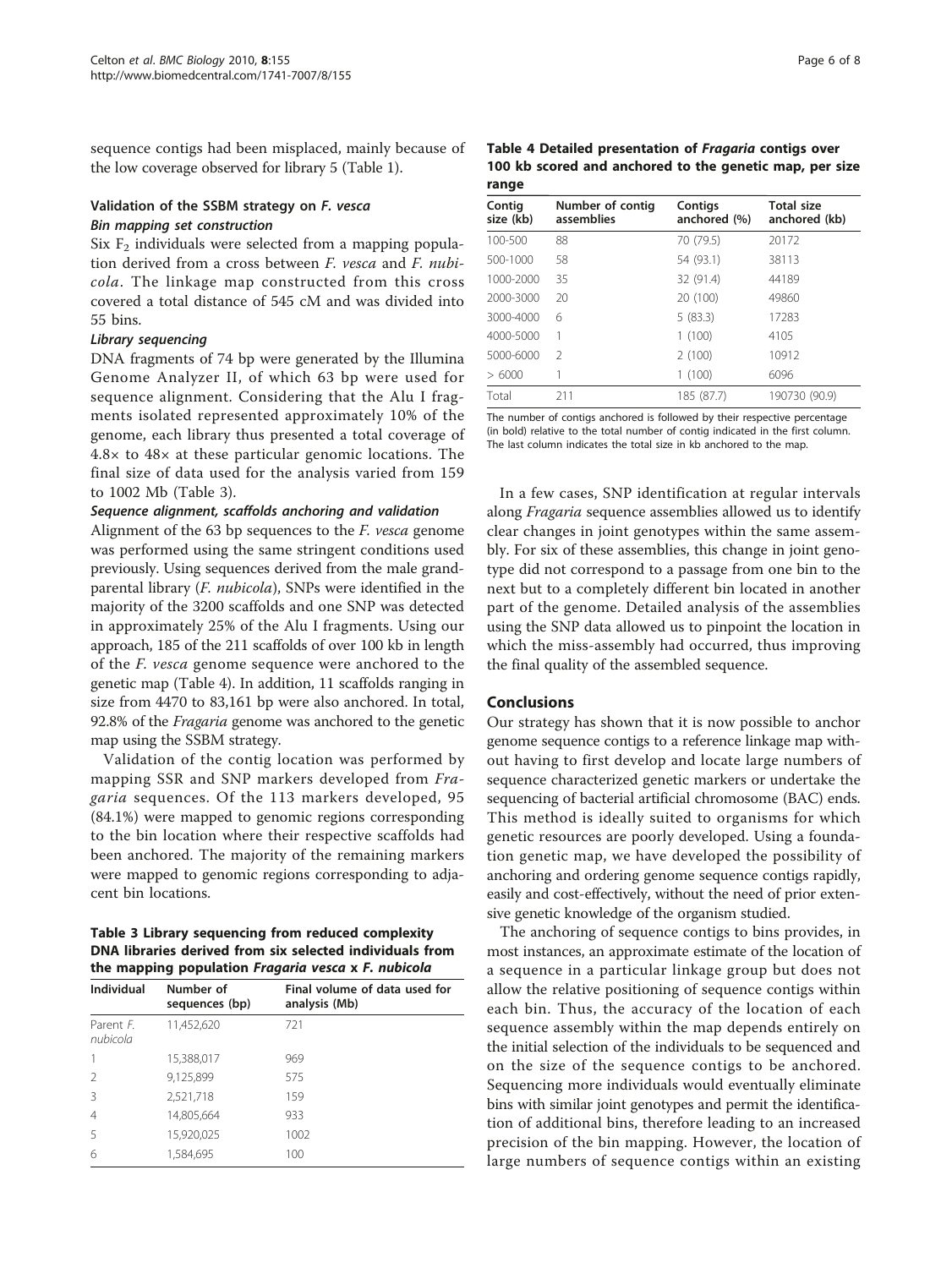sequence contigs had been misplaced, mainly because of the low coverage observed for library 5 (Table 1).

### Validation of the SSBM strategy on *F. vesca*

#### *Bin mapping set construction*

Six $F_2$ individuals were selected from a mapping population derived from a cross between *F. vesca* and *F. nubicola*. The linkage map constructed from this cross covered a total distance of 545 cM and was divided into 55 bins.

#### *Library sequencing*

DNA fragments of 74 bp were generated by the Illumina Genome Analyzer II, of which 63 bp were used for sequence alignment. Considering that the Alu I fragments isolated represented approximately 10% of the genome, each library thus presented a total coverage of 4.8× to 48× at these particular genomic locations. The final size of data used for the analysis varied from 159 to 1002 Mb (Table 3).

#### *Sequence alignment, scaffolds anchoring and validation*

Alignment of the 63 bp sequences to the *F. vesca* genome was performed using the same stringent conditions used previously. Using sequences derived from the male grandparental library (*F. nubicola*), SNPs were identified in the majority of the 3200 scaffolds and one SNP was detected in approximately 25% of the Alu I fragments. Using our approach, 185 of the 211 scaffolds of over 100 kb in length of the *F. vesca* genome sequence were anchored to the genetic map (Table 4). In addition, 11 scaffolds ranging in size from 4470 to 83,161 bp were also anchored. In total, 92.8% of the *Fragaria* genome was anchored to the genetic map using the SSBM strategy.

Validation of the contig location was performed by mapping SSR and SNP markers developed from *Fragaria* sequences. Of the 113 markers developed, 95 (84.1%) were mapped to genomic regions corresponding to the bin location where their respective scaffolds had been anchored. The majority of the remaining markers were mapped to genomic regions corresponding to adjacent bin locations.

**Table 3 Library sequencing from reduced complexity DNA libraries derived from six selected individuals from the mapping population *Fragaria vesca* x *F. nubicola***

| Individual | Number of sequences (bp) | Final volume of data used for analysis (Mb) |
|---|---|---|
| Parent *F. nubicola* | 11,452,620 | 721 |
| 1 | 15,388,017 | 969 |
| 2 | 9,125,899 | 575 |
| 3 | 2,521,718 | 159 |
| 4 | 14,805,664 | 933 |
| 5 | 15,920,025 | 1002 |
| 6 | 1,584,695 | 100 |

**Table 4 Detailed presentation of *Fragaria* contigs over 100 kb scored and anchored to the genetic map, per size range**

| Contig size (kb) | Number of contig assemblies | Contigs anchored (%) | Total size anchored (kb) |
|---|---|---|---|
| 100-500 | 88 | 70 (79.5) | 20172 |
| 500-1000 | 58 | 54 (93.1) | 38113 |
| 1000-2000 | 35 | 32 (91.4) | 44189 |
| 2000-3000 | 20 | 20 (100) | 49860 |
| 3000-4000 | 6 | 5 (83.3) | 17283 |
| 4000-5000 | 1 | 1 (100) | 4105 |
| 5000-6000 | 2 | 2 (100) | 10912 |
| > 6000 | 1 | 1 (100) | 6096 |
| Total | 211 | 185 (87.7) | 190730 (90.9) |

The number of contigs anchored is followed by their respective percentage (in bold) relative to the total number of contig indicated in the first column. The last column indicates the total size in kb anchored to the map.

In a few cases, SNP identification at regular intervals along *Fragaria* sequence assemblies allowed us to identify clear changes in joint genotypes within the same assembly. For six of these assemblies, this change in joint genotype did not correspond to a passage from one bin to the next but to a completely different bin located in another part of the genome. Detailed analysis of the assemblies using the SNP data allowed us to pinpoint the location in which the miss-assembly had occurred, thus improving the final quality of the assembled sequence.

## Conclusions

Our strategy has shown that it is now possible to anchor genome sequence contigs to a reference linkage map without having to first develop and locate large numbers of sequence characterized genetic markers or undertake the sequencing of bacterial artificial chromosome (BAC) ends. This method is ideally suited to organisms for which genetic resources are poorly developed. Using a foundation genetic map, we have developed the possibility of anchoring and ordering genome sequence contigs rapidly, easily and cost-effectively, without the need of prior extensive genetic knowledge of the organism studied.

The anchoring of sequence contigs to bins provides, in most instances, an approximate estimate of the location of a sequence in a particular linkage group but does not allow the relative positioning of sequence contigs within each bin. Thus, the accuracy of the location of each sequence assembly within the map depends entirely on the initial selection of the individuals to be sequenced and on the size of the sequence contigs to be anchored. Sequencing more individuals would eventually eliminate bins with similar joint genotypes and permit the identification of additional bins, therefore leading to an increased precision of the bin mapping. However, the location of large numbers of sequence contigs within an existing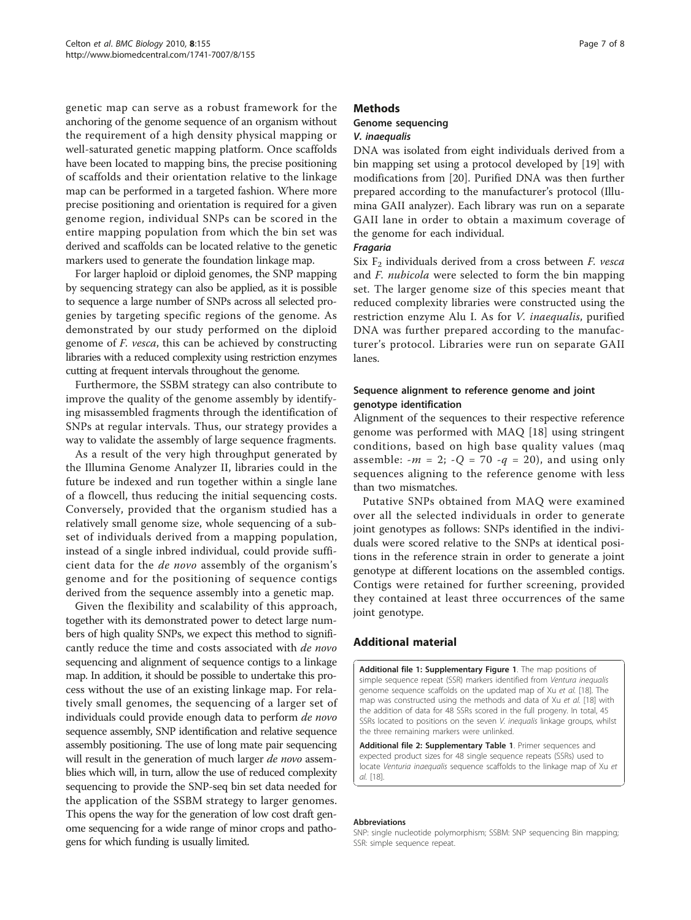genetic map can serve as a robust framework for the anchoring of the genome sequence of an organism without the requirement of a high density physical mapping or well-saturated genetic mapping platform. Once scaffolds have been located to mapping bins, the precise positioning of scaffolds and their orientation relative to the linkage map can be performed in a targeted fashion. Where more precise positioning and orientation is required for a given genome region, individual SNPs can be scored in the entire mapping population from which the bin set was derived and scaffolds can be located relative to the genetic markers used to generate the foundation linkage map.

For larger haploid or diploid genomes, the SNP mapping by sequencing strategy can also be applied, as it is possible to sequence a large number of SNPs across all selected progenies by targeting specific regions of the genome. As demonstrated by our study performed on the diploid genome of *F. vesca*, this can be achieved by constructing libraries with a reduced complexity using restriction enzymes cutting at frequent intervals throughout the genome.

Furthermore, the SSBM strategy can also contribute to improve the quality of the genome assembly by identifying misassembled fragments through the identification of SNPs at regular intervals. Thus, our strategy provides a way to validate the assembly of large sequence fragments.

As a result of the very high throughput generated by the Illumina Genome Analyzer II, libraries could in the future be indexed and run together within a single lane of a flowcell, thus reducing the initial sequencing costs. Conversely, provided that the organism studied has a relatively small genome size, whole sequencing of a subset of individuals derived from a mapping population, instead of a single inbred individual, could provide sufficient data for the *de novo* assembly of the organism's genome and for the positioning of sequence contigs derived from the sequence assembly into a genetic map.

Given the flexibility and scalability of this approach, together with its demonstrated power to detect large numbers of high quality SNPs, we expect this method to significantly reduce the time and costs associated with *de novo* sequencing and alignment of sequence contigs to a linkage map. In addition, it should be possible to undertake this process without the use of an existing linkage map. For relatively small genomes, the sequencing of a larger set of individuals could provide enough data to perform *de novo* sequence assembly, SNP identification and relative sequence assembly positioning. The use of long mate pair sequencing will result in the generation of much larger *de novo* assemblies which will, in turn, allow the use of reduced complexity sequencing to provide the SNP-seq bin set data needed for the application of the SSBM strategy to larger genomes. This opens the way for the generation of low cost draft genome sequencing for a wide range of minor crops and pathogens for which funding is usually limited.

## Methods

### Genome sequencing

#### *V. inaequalis*

DNA was isolated from eight individuals derived from a bin mapping set using a protocol developed by [19] with modifications from [20]. Purified DNA was then further prepared according to the manufacturer's protocol (Illumina GAII analyzer). Each library was run on a separate GAII lane in order to obtain a maximum coverage of the genome for each individual.

#### *Fragaria*

Six $F_2$ individuals derived from a cross between *F. vesca* and *F. nubicola* were selected to form the bin mapping set. The larger genome size of this species meant that reduced complexity libraries were constructed using the restriction enzyme Alu I. As for *V. inaequalis*, purified DNA was further prepared according to the manufacturer's protocol. Libraries were run on separate GAII lanes.

### Sequence alignment to reference genome and joint genotype identification

Alignment of the sequences to their respective reference genome was performed with MAQ [18] using stringent conditions, based on high base quality values (maq assemble: $-m = 2$; $-Q = 70$ $-q = 20$), and using only sequences aligning to the reference genome with less than two mismatches.

Putative SNPs obtained from MAQ were examined over all the selected individuals in order to generate joint genotypes as follows: SNPs identified in the individuals were scored relative to the SNPs at identical positions in the reference strain in order to generate a joint genotype at different locations on the assembled contigs. Contigs were retained for further screening, provided they contained at least three occurrences of the same joint genotype.

## Additional material

**Additional file 1: Supplementary Figure 1**. The map positions of simple sequence repeat (SSR) markers identified from *Ventura inequalis* genome sequence scaffolds on the updated map of Xu *et al.* [18]. The map was constructed using the methods and data of Xu *et al.* [18] with the addition of data for 48 SSRs scored in the full progeny. In total, 45 SSRs located to positions on the seven *V. inequalis* linkage groups, whilst the three remaining markers were unlinked.

**Additional file 2: Supplementary Table 1**. Primer sequences and expected product sizes for 48 single sequence repeats (SSRs) used to locate *Venturia inaequalis* sequence scaffolds to the linkage map of Xu *et al.* [18].

#### Abbreviations

SNP: single nucleotide polymorphism; SSBM: SNP sequencing Bin mapping; SSR: simple sequence repeat.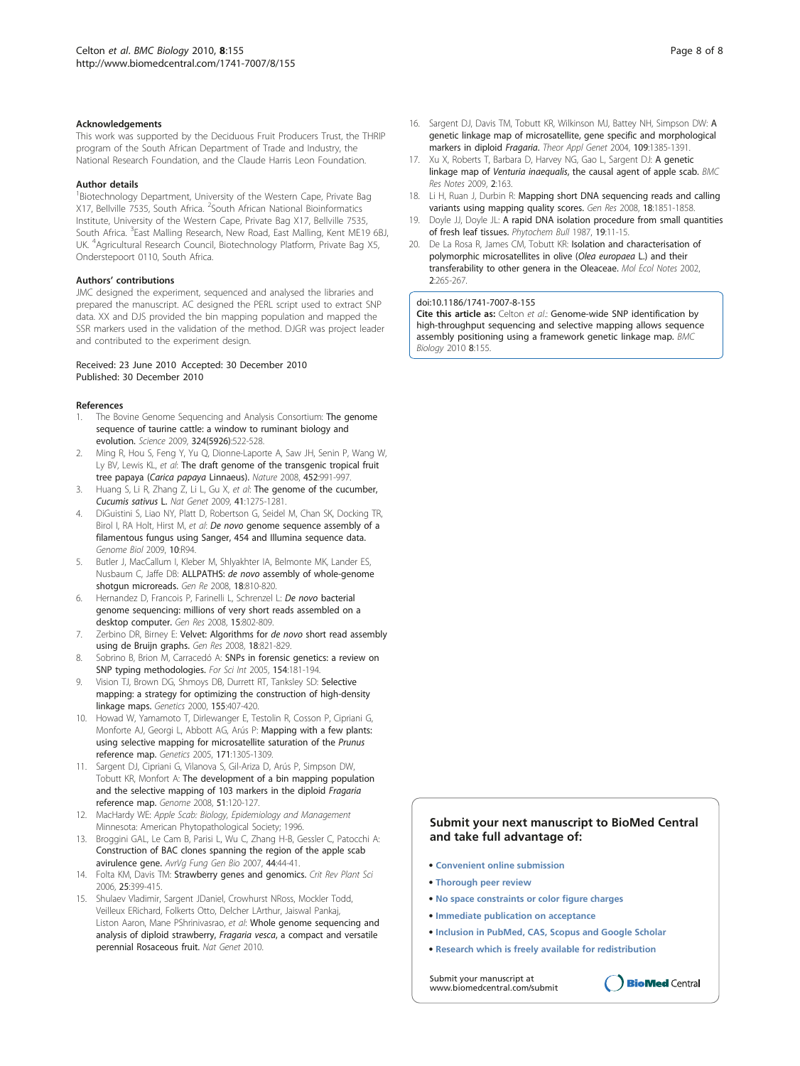### Acknowledgements

This work was supported by the Deciduous Fruit Producers Trust, the THRIP program of the South African Department of Trade and Industry, the National Research Foundation, and the Claude Harris Leon Foundation.

### Author details

[1]Biotechnology Department, University of the Western Cape, Private Bag X17, Bellville 7535, South Africa. [2]South African National Bioinformatics Institute, University of the Western Cape, Private Bag X17, Bellville 7535, South Africa. [3]East Malling Research, New Road, East Malling, Kent ME19 6BJ, UK. [4]Agricultural Research Council, Biotechnology Platform, Private Bag X5, Onderstepoort 0110, South Africa.

### Authors' contributions

JMC designed the experiment, sequenced and analysed the libraries and prepared the manuscript. AC designed the PERL script used to extract SNP data. XX and DJS provided the bin mapping population and mapped the SSR markers used in the validation of the method. DJGR was project leader and contributed to the experiment design.

Received: 23 June 2010 Accepted: 30 December 2010
Published: 30 December 2010

### References

1. The Bovine Genome Sequencing and Analysis Consortium: **The genome sequence of taurine cattle: a window to ruminant biology and evolution.** *Science* 2009, **324(5926)**:522-528.
2. Ming R, Hou S, Feng Y, Yu Q, Dionne-Laporte A, Saw JH, Senin P, Wang W, Ly BV, Lewis KL, *et al*: **The draft genome of the transgenic tropical fruit tree papaya (*Carica papaya* Linnaeus).** *Nature* 2008, **452**:991-997.
3. Huang S, Li R, Zhang Z, Li L, Gu X, *et al*: **The genome of the cucumber, *Cucumis sativus* L.** *Nat Genet* 2009, **41**:1275-1281.
4. DiGuistini S, Liao NY, Platt D, Robertson G, Seidel M, Chan SK, Docking TR, Birol I, RA Holt, Hirst M, *et al*: ***De novo* genome sequence assembly of a filamentous fungus using Sanger, 454 and Illumina sequence data.** *Genome Biol* 2009, **10**:R94.
5. Butler J, MacCallum I, Kleber M, Shlyakhter IA, Belmonte MK, Lander ES, Nusbaum C, Jaffe DB: **ALLPATHS: *de novo* assembly of whole-genome shotgun microreads.** *Gen Re* 2008, **18**:810-820.
6. Hernandez D, Francois P, Farinelli L, Schrenzel L: ***De novo* bacterial genome sequencing: millions of very short reads assembled on a desktop computer.** *Gen Res* 2008, **15**:802-809.
7. Zerbino DR, Birney E: **Velvet: Algorithms for *de novo* short read assembly using de Bruijn graphs.** *Gen Res* 2008, **18**:821-829.
8. Sobrino B, Brion M, Carracedó A: **SNPs in forensic genetics: a review on SNP typing methodologies.** *For Sci Int* 2005, **154**:181-194.
9. Vision TJ, Brown DG, Shmoys DB, Durrett RT, Tanksley SD: **Selective mapping: a strategy for optimizing the construction of high-density linkage maps.** *Genetics* 2000, **155**:407-420.
10. Howad W, Yamamoto T, Dirlewanger E, Testolin R, Cosson P, Cipriani G, Monforte AJ, Georgi L, Abbott AG, Arús P: **Mapping with a few plants: using selective mapping for microsatellite saturation of the *Prunus* reference map.** *Genetics* 2005, **171**:1305-1309.
11. Sargent DJ, Cipriani G, Vilanova S, Gil-Ariza D, Arús P, Simpson DW, Tobutt KR, Monfort A: **The development of a bin mapping population and the selective mapping of 103 markers in the diploid *Fragaria* reference map.** *Genome* 2008, **51**:120-127.
12. MacHardy WE: *Apple Scab: Biology, Epidemiology and Management* Minnesota: American Phytopathological Society; 1996.
13. Broggini GAL, Le Cam B, Parisi L, Wu C, Zhang H-B, Gessler C, Patocchi A: **Construction of BAC clones spanning the region of the apple scab avirulence gene.** *AvrVg Fung Gen Bio* 2007, **44**:44-41.
14. Folta KM, Davis TM: **Strawberry genes and genomics.** *Crit Rev Plant Sci* 2006, **25**:399-415.
15. Shulaev Vladimir, Sargent JDaniel, Crowhurst NRoss, Mockler Todd, Veilleux ERichard, Folkerts Otto, Delcher LArthur, Jaiswal Pankaj, Liston Aaron, Mane PShrinivasrao, *et al*: **Whole genome sequencing and analysis of diploid strawberry, *Fragaria vesca*, a compact and versatile perennial Rosaceous fruit.** *Nat Genet* 2010.
16. Sargent DJ, Davis TM, Tobutt KR, Wilkinson MJ, Battey NH, Simpson DW: **A genetic linkage map of microsatellite, gene specific and morphological markers in diploid *Fragaria*.** *Theor Appl Genet* 2004, **109**:1385-1391.
17. Xu X, Roberts T, Barbara D, Harvey NG, Gao L, Sargent DJ: **A genetic linkage map of *Venturia inaequalis*, the causal agent of apple scab.** *BMC Res Notes* 2009, **2**:163.
18. Li H, Ruan J, Durbin R: **Mapping short DNA sequencing reads and calling variants using mapping quality scores.** *Gen Res* 2008, **18**:1851-1858.
19. Doyle JJ, Doyle JL: **A rapid DNA isolation procedure from small quantities of fresh leaf tissues.** *Phytochem Bull* 1987, **19**:11-15.
20. De La Rosa R, James CM, Tobutt KR: **Isolation and characterisation of polymorphic microsatellites in olive (*Olea europaea* L.) and their transferability to other genera in the Oleaceae.** *Mol Ecol Notes* 2002, **2**:265-267.

doi:10.1186/1741-7007-8-155
**Cite this article as:** Celton *et al.*: Genome-wide SNP identification by high-throughput sequencing and selective mapping allows sequence assembly positioning using a framework genetic linkage map. *BMC Biology* 2010 **8**:155.

**Submit your next manuscript to BioMed Central and take full advantage of:**

- **Convenient online submission**
- **Thorough peer review**
- **No space constraints or color figure charges**
- **Immediate publication on acceptance**
- **Inclusion in PubMed, CAS, Scopus and Google Scholar**
- **Research which is freely available for redistribution**

Submit your manuscript at
www.biomedcentral.com/submit

BioMed Central